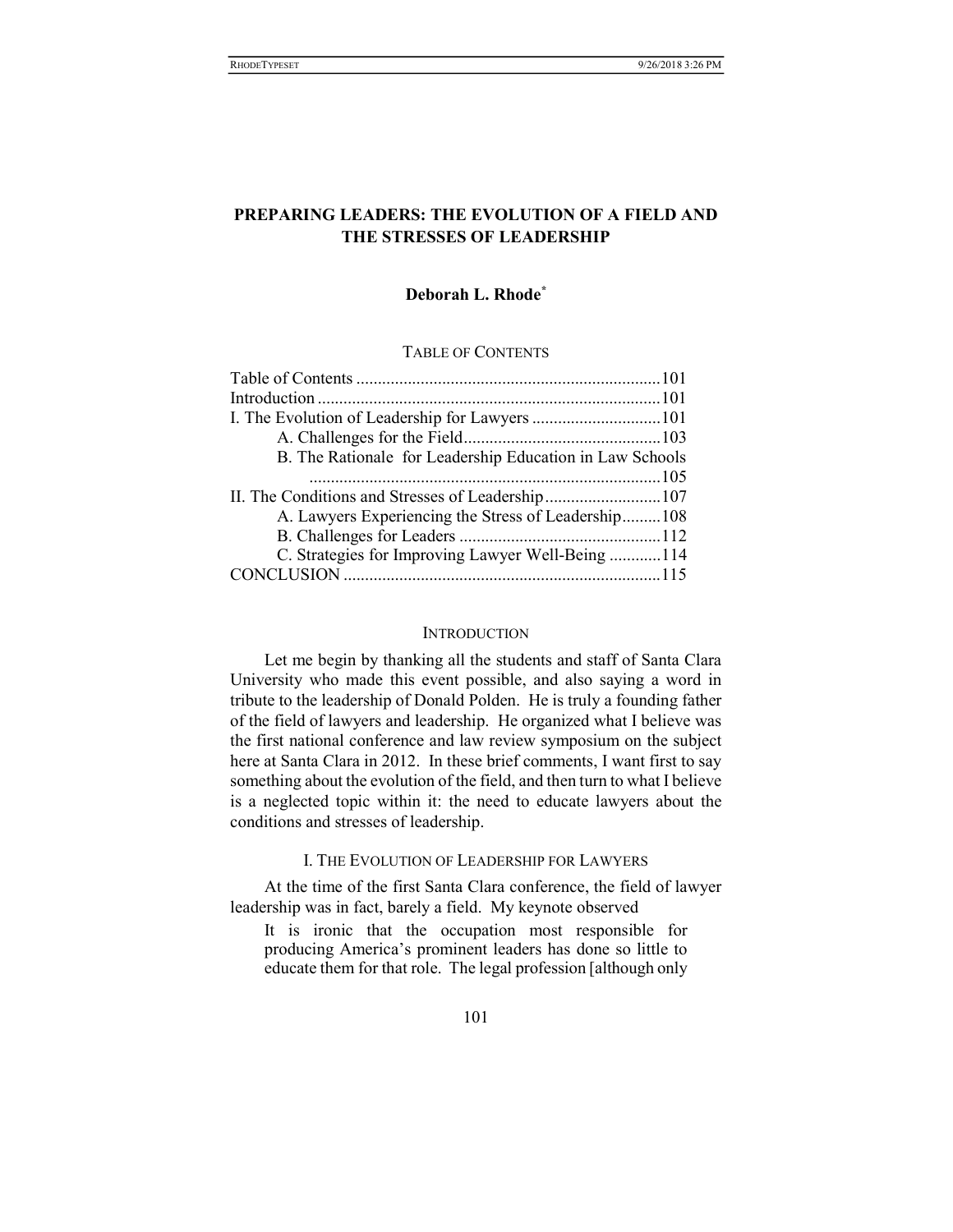# PREPARING LEADERS: THE EVOLUTION OF A FIELD AND THE STRESSES OF LEADERSHIP

**Deborah L. Rhode**[*]

## TABLE OF CONTENTS

| | |
|---|---|
| Table of Contents | 101 |
| Introduction | 101 |
| I. The Evolution of Leadership for Lawyers | 101 |
| A. Challenges for the Field | 103 |
| B. The Rationale for Leadership Education in Law Schools | 105 |
| II. The Conditions and Stresses of Leadership | 107 |
| A. Lawyers Experiencing the Stress of Leadership | 108 |
| B. Challenges for Leaders | 112 |
| C. Strategies for Improving Lawyer Well-Being | 114 |
| CONCLUSION | 115 |

## INTRODUCTION

Let me begin by thanking all the students and staff of Santa Clara University who made this event possible, and also saying a word in tribute to the leadership of Donald Polden. He is truly a founding father of the field of lawyers and leadership. He organized what I believe was the first national conference and law review symposium on the subject here at Santa Clara in 2012. In these brief comments, I want first to say something about the evolution of the field, and then turn to what I believe is a neglected topic within it: the need to educate lawyers about the conditions and stresses of leadership.

## I. THE EVOLUTION OF LEADERSHIP FOR LAWYERS

At the time of the first Santa Clara conference, the field of lawyer leadership was in fact, barely a field. My keynote observed

> It is ironic that the occupation most responsible for producing America's prominent leaders has done so little to educate them for that role. The legal profession [although only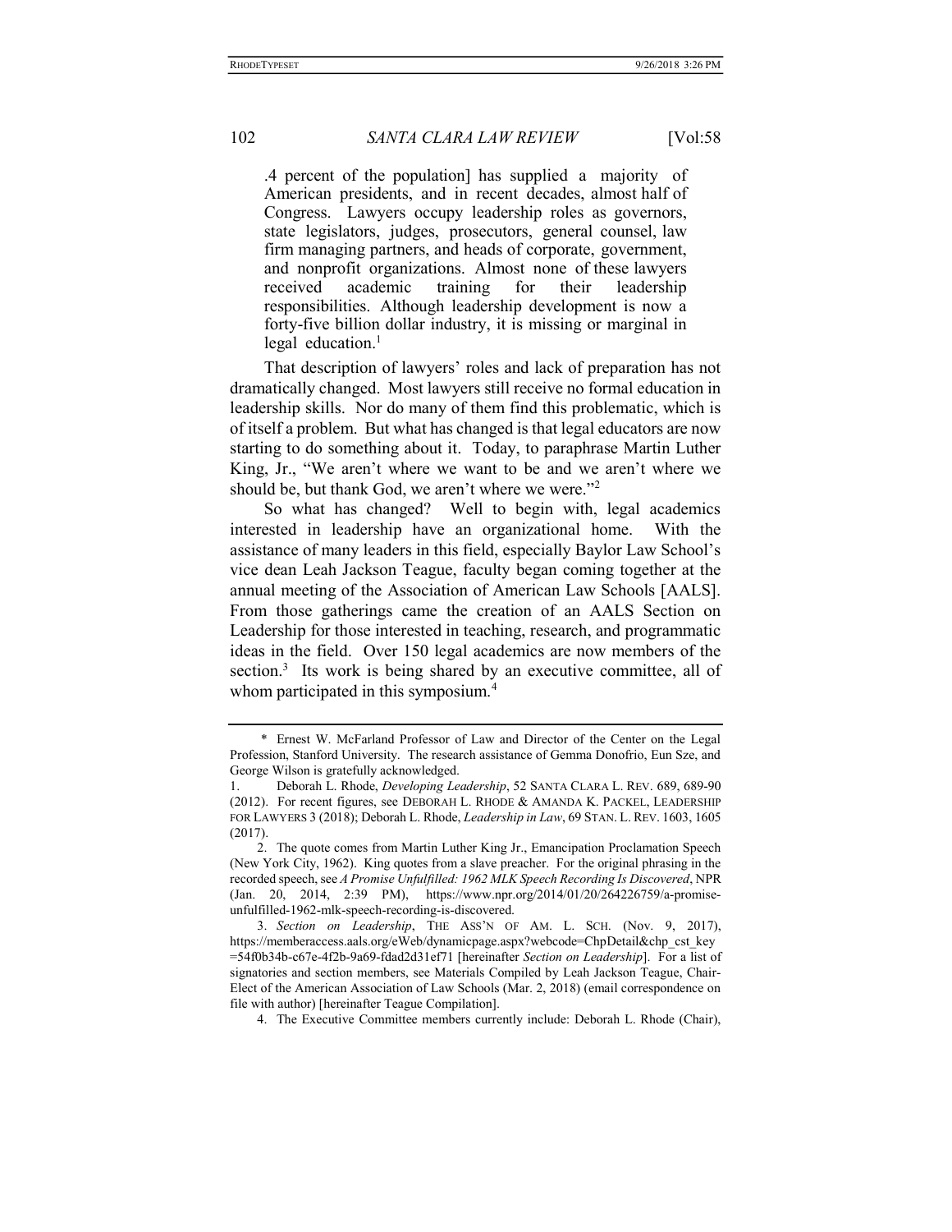.4 percent of the population] has supplied a majority of American presidents, and in recent decades, almost half of Congress. Lawyers occupy leadership roles as governors, state legislators, judges, prosecutors, general counsel, law firm managing partners, and heads of corporate, government, and nonprofit organizations. Almost none of these lawyers received academic training for their leadership responsibilities. Although leadership development is now a forty-five billion dollar industry, it is missing or marginal in legal education.[1]

That description of lawyers' roles and lack of preparation has not dramatically changed. Most lawyers still receive no formal education in leadership skills. Nor do many of them find this problematic, which is of itself a problem. But what has changed is that legal educators are now starting to do something about it. Today, to paraphrase Martin Luther King, Jr., "We aren't where we want to be and we aren't where we should be, but thank God, we aren't where we were."[2]

So what has changed? Well to begin with, legal academics interested in leadership have an organizational home. With the assistance of many leaders in this field, especially Baylor Law School's vice dean Leah Jackson Teague, faculty began coming together at the annual meeting of the Association of American Law Schools [AALS]. From those gatherings came the creation of an AALS Section on Leadership for those interested in teaching, research, and programmatic ideas in the field. Over 150 legal academics are now members of the section.[3] Its work is being shared by an executive committee, all of whom participated in this symposium.[4]

---

\* Ernest W. McFarland Professor of Law and Director of the Center on the Legal Profession, Stanford University. The research assistance of Gemma Donofrio, Eun Sze, and George Wilson is gratefully acknowledged.

1. Deborah L. Rhode, *Developing Leadership*, 52 SANTA CLARA L. REV. 689, 689-90 (2012). For recent figures, see DEBORAH L. RHODE & AMANDA K. PACKEL, LEADERSHIP FOR LAWYERS 3 (2018); Deborah L. Rhode, *Leadership in Law*, 69 STAN. L. REV. 1603, 1605 (2017).

2. The quote comes from Martin Luther King Jr., Emancipation Proclamation Speech (New York City, 1962). King quotes from a slave preacher. For the original phrasing in the recorded speech, see *A Promise Unfulfilled: 1962 MLK Speech Recording Is Discovered*, NPR (Jan. 20, 2014, 2:39 PM), https://www.npr.org/2014/01/20/264226759/a-promise-unfulfilled-1962-mlk-speech-recording-is-discovered.

3. *Section on Leadership*, THE ASS'N OF AM. L. SCH. (Nov. 9, 2017), https://memberaccess.aals.org/eWeb/dynamicpage.aspx?webcode=ChpDetail&chp_cst_key=54f0b34b-c67e-4f2b-9a69-fdad2d31ef71 [hereinafter *Section on Leadership*]. For a list of signatories and section members, see Materials Compiled by Leah Jackson Teague, Chair-Elect of the American Association of Law Schools (Mar. 2, 2018) (email correspondence on file with author) [hereinafter Teague Compilation].

4. The Executive Committee members currently include: Deborah L. Rhode (Chair),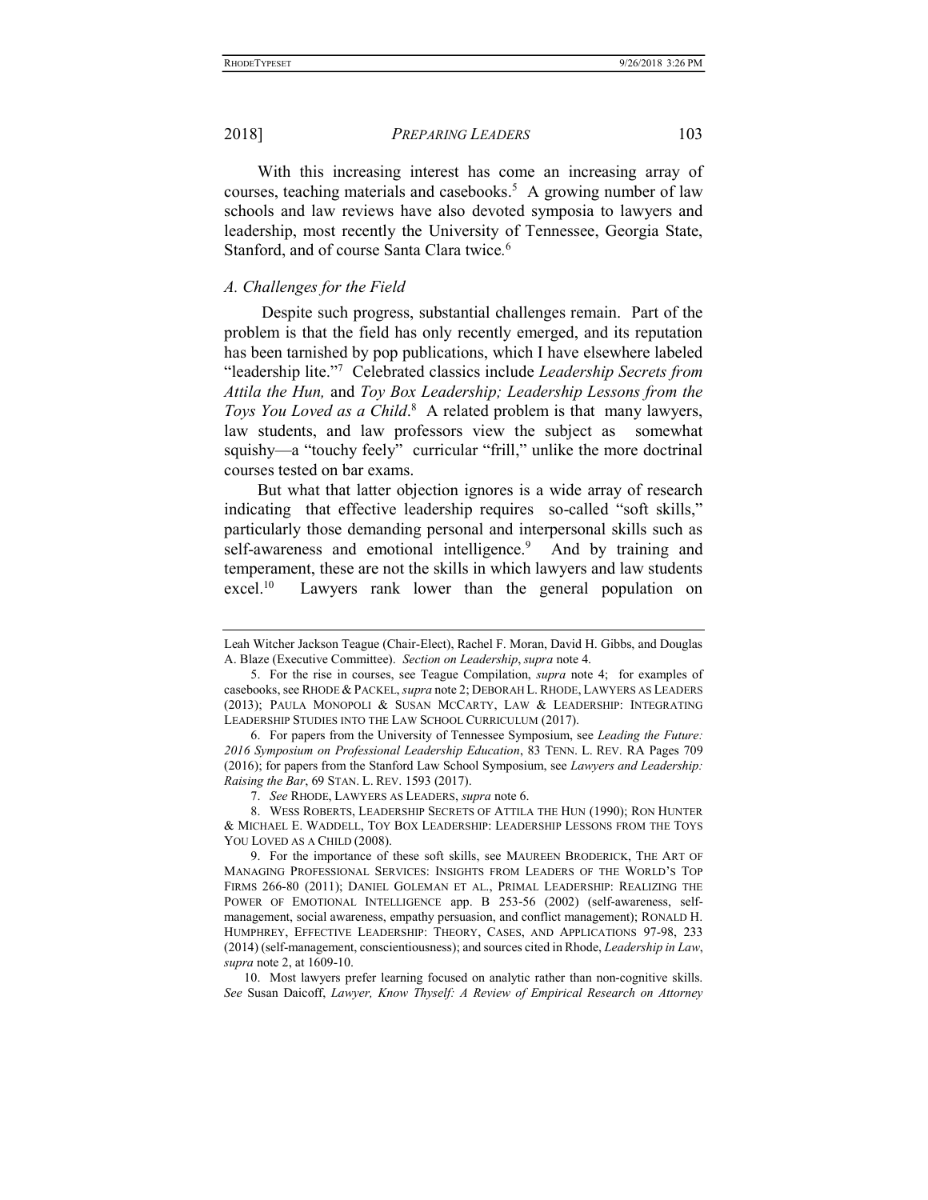With this increasing interest has come an increasing array of courses, teaching materials and casebooks.[5] A growing number of law schools and law reviews have also devoted symposia to lawyers and leadership, most recently the University of Tennessee, Georgia State, Stanford, and of course Santa Clara twice.[6]

### *A. Challenges for the Field*

Despite such progress, substantial challenges remain. Part of the problem is that the field has only recently emerged, and its reputation has been tarnished by pop publications, which I have elsewhere labeled "leadership lite."[7] Celebrated classics include *Leadership Secrets from Attila the Hun,* and *Toy Box Leadership; Leadership Lessons from the Toys You Loved as a Child*.[8] A related problem is that many lawyers, law students, and law professors view the subject as somewhat squishy—a "touchy feely" curricular "frill," unlike the more doctrinal courses tested on bar exams.

But what that latter objection ignores is a wide array of research indicating that effective leadership requires so-called "soft skills," particularly those demanding personal and interpersonal skills such as self-awareness and emotional intelligence.[9] And by training and temperament, these are not the skills in which lawyers and law students excel.[10] Lawyers rank lower than the general population on

---

Leah Witcher Jackson Teague (Chair-Elect), Rachel F. Moran, David H. Gibbs, and Douglas A. Blaze (Executive Committee). *Section on Leadership*, *supra* note 4.

5. For the rise in courses, see Teague Compilation, *supra* note 4; for examples of casebooks, see RHODE & PACKEL, *supra* note 2; DEBORAH L. RHODE, LAWYERS AS LEADERS (2013); PAULA MONOPOLI & SUSAN MCCARTY, LAW & LEADERSHIP: INTEGRATING LEADERSHIP STUDIES INTO THE LAW SCHOOL CURRICULUM (2017).

6. For papers from the University of Tennessee Symposium, see *Leading the Future: 2016 Symposium on Professional Leadership Education*, 83 TENN. L. REV. RA Pages 709 (2016); for papers from the Stanford Law School Symposium, see *Lawyers and Leadership: Raising the Bar*, 69 STAN. L. REV. 1593 (2017).

7. *See* RHODE, LAWYERS AS LEADERS, *supra* note 6.

8. WESS ROBERTS, LEADERSHIP SECRETS OF ATTILA THE HUN (1990); RON HUNTER & MICHAEL E. WADDELL, TOY BOX LEADERSHIP: LEADERSHIP LESSONS FROM THE TOYS YOU LOVED AS A CHILD (2008).

9. For the importance of these soft skills, see MAUREEN BRODERICK, THE ART OF MANAGING PROFESSIONAL SERVICES: INSIGHTS FROM LEADERS OF THE WORLD'S TOP FIRMS 266-80 (2011); DANIEL GOLEMAN ET AL., PRIMAL LEADERSHIP: REALIZING THE POWER OF EMOTIONAL INTELLIGENCE app. B 253-56 (2002) (self-awareness, self-management, social awareness, empathy persuasion, and conflict management); RONALD H. HUMPHREY, EFFECTIVE LEADERSHIP: THEORY, CASES, AND APPLICATIONS 97-98, 233 (2014) (self-management, conscientiousness); and sources cited in Rhode, *Leadership in Law*, *supra* note 2, at 1609-10.

10. Most lawyers prefer learning focused on analytic rather than non-cognitive skills. *See* Susan Daicoff, *Lawyer, Know Thyself: A Review of Empirical Research on Attorney*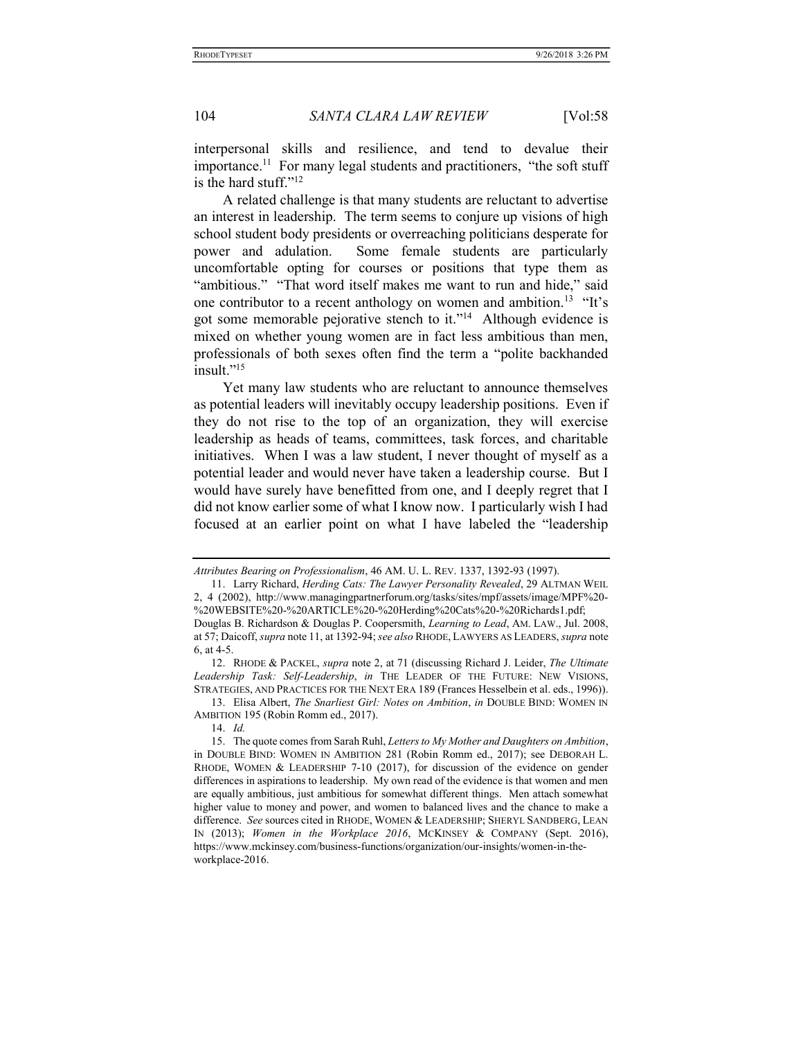interpersonal skills and resilience, and tend to devalue their importance.[11] For many legal students and practitioners, "the soft stuff is the hard stuff."[12]

A related challenge is that many students are reluctant to advertise an interest in leadership. The term seems to conjure up visions of high school student body presidents or overreaching politicians desperate for power and adulation. Some female students are particularly uncomfortable opting for courses or positions that type them as "ambitious." "That word itself makes me want to run and hide," said one contributor to a recent anthology on women and ambition.[13] "It's got some memorable pejorative stench to it."[14] Although evidence is mixed on whether young women are in fact less ambitious than men, professionals of both sexes often find the term a "polite backhanded insult."[15]

Yet many law students who are reluctant to announce themselves as potential leaders will inevitably occupy leadership positions. Even if they do not rise to the top of an organization, they will exercise leadership as heads of teams, committees, task forces, and charitable initiatives. When I was a law student, I never thought of myself as a potential leader and would never have taken a leadership course. But I would have surely have benefitted from one, and I deeply regret that I did not know earlier some of what I know now. I particularly wish I had focused at an earlier point on what I have labeled the "leadership

---

*Attributes Bearing on Professionalism*, 46 AM. U. L. REV. 1337, 1392-93 (1997).

11. Larry Richard, *Herding Cats: The Lawyer Personality Revealed*, 29 ALTMAN WEIL 2, 4 (2002), http://www.managingpartnerforum.org/tasks/sites/mpf/assets/image/MPF%20-%20WEBSITE%20-%20ARTICLE%20-%20Herding%20Cats%20-%20Richards1.pdf; Douglas B. Richardson & Douglas P. Coopersmith, *Learning to Lead*, AM. LAW., Jul. 2008, at 57; Daicoff, *supra* note 11, at 1392-94; *see also* RHODE, LAWYERS AS LEADERS, *supra* note 6, at 4-5.

12. RHODE & PACKEL, *supra* note 2, at 71 (discussing Richard J. Leider, *The Ultimate Leadership Task: Self-Leadership*, *in* THE LEADER OF THE FUTURE: NEW VISIONS, STRATEGIES, AND PRACTICES FOR THE NEXT ERA 189 (Frances Hesselbein et al. eds., 1996)).

13. Elisa Albert, *The Snarliest Girl: Notes on Ambition*, *in* DOUBLE BIND: WOMEN IN AMBITION 195 (Robin Romm ed., 2017).

14. *Id.*

15. The quote comes from Sarah Ruhl, *Letters to My Mother and Daughters on Ambition*, in DOUBLE BIND: WOMEN IN AMBITION 281 (Robin Romm ed., 2017); see DEBORAH L. RHODE, WOMEN & LEADERSHIP 7-10 (2017), for discussion of the evidence on gender differences in aspirations to leadership. My own read of the evidence is that women and men are equally ambitious, just ambitious for somewhat different things. Men attach somewhat higher value to money and power, and women to balanced lives and the chance to make a difference. *See* sources cited in RHODE, WOMEN & LEADERSHIP; SHERYL SANDBERG, LEAN IN (2013); *Women in the Workplace 2016*, MCKINSEY & COMPANY (Sept. 2016), https://www.mckinsey.com/business-functions/organization/our-insights/women-in-the-workplace-2016.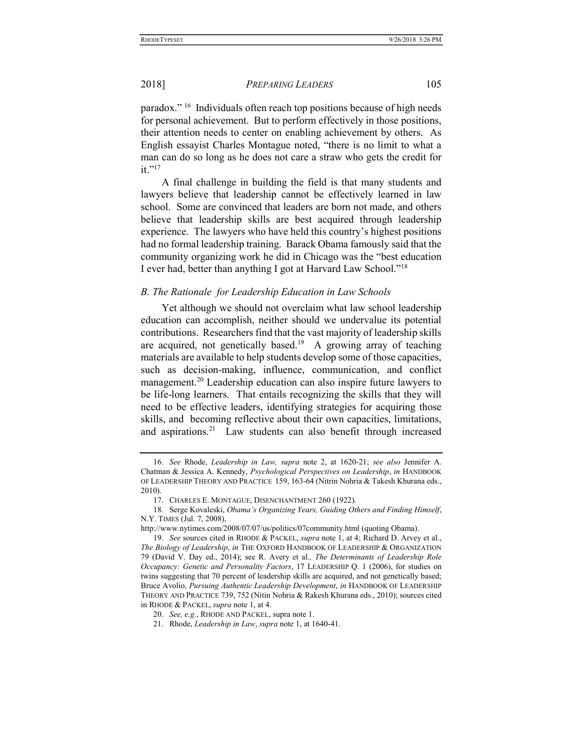paradox."[16] Individuals often reach top positions because of high needs for personal achievement. But to perform effectively in those positions, their attention needs to center on enabling achievement by others. As English essayist Charles Montague noted, "there is no limit to what a man can do so long as he does not care a straw who gets the credit for it."[17]

A final challenge in building the field is that many students and lawyers believe that leadership cannot be effectively learned in law school. Some are convinced that leaders are born not made, and others believe that leadership skills are best acquired through leadership experience. The lawyers who have held this country's highest positions had no formal leadership training. Barack Obama famously said that the community organizing work he did in Chicago was the "best education I ever had, better than anything I got at Harvard Law School."[18]

### *B. The Rationale for Leadership Education in Law Schools*

Yet although we should not overclaim what law school leadership education can accomplish, neither should we undervalue its potential contributions. Researchers find that the vast majority of leadership skills are acquired, not genetically based.[19] A growing array of teaching materials are available to help students develop some of those capacities, such as decision-making, influence, communication, and conflict management.[20] Leadership education can also inspire future lawyers to be life-long learners. That entails recognizing the skills that they will need to be effective leaders, identifying strategies for acquiring those skills, and becoming reflective about their own capacities, limitations, and aspirations.[21] Law students can also benefit through increased

---

16. *See* Rhode, *Leadership in Law, supra* note 2, at 1620-21; *see also* Jennifer A. Chatman & Jessica A. Kennedy, *Psychological Perspectives on Leadership*, *in* HANDBOOK OF LEADERSHIP THEORY AND PRACTICE 159, 163-64 (Nitrin Nohria & Takesh Khurana eds., 2010).

17. CHARLES E. MONTAGUE, DISENCHANTMENT 260 (1922).

18. Serge Kovaleski, *Obama's Organizing Years, Guiding Others and Finding Himself*, N.Y. TIMES (Jul. 7, 2008), http://www.nytimes.com/2008/07/07/us/politics/07community.html (quoting Obama).

19. *See* sources cited in RHODE & PACKEL, *supra* note 1, at 4; Richard D. Arvey et al., *The Biology of Leadership*, *in* THE OXFORD HANDBOOK OF LEADERSHIP & ORGANIZATION 79 (David V. Day ed., 2014); see R. Avery et al., *The Determinants of Leadership Role Occupancy: Genetic and Personality Factors*, 17 LEADERSHIP Q. 1 (2006), for studies on twins suggesting that 70 percent of leadership skills are acquired, and not genetically based; Bruce Avolio, *Pursuing Authentic Leadership Development*, *in* HANDBOOK OF LEADERSHIP THEORY AND PRACTICE 739, 752 (Nitin Nohria & Rakesh Khurana eds., 2010); sources cited in RHODE & PACKEL, *supra* note 1, at 4.

20. *See, e.g.*, RHODE AND PACKEL, supra note 1.

21. Rhode, *Leadership in Law*, *supra* note 1, at 1640-41.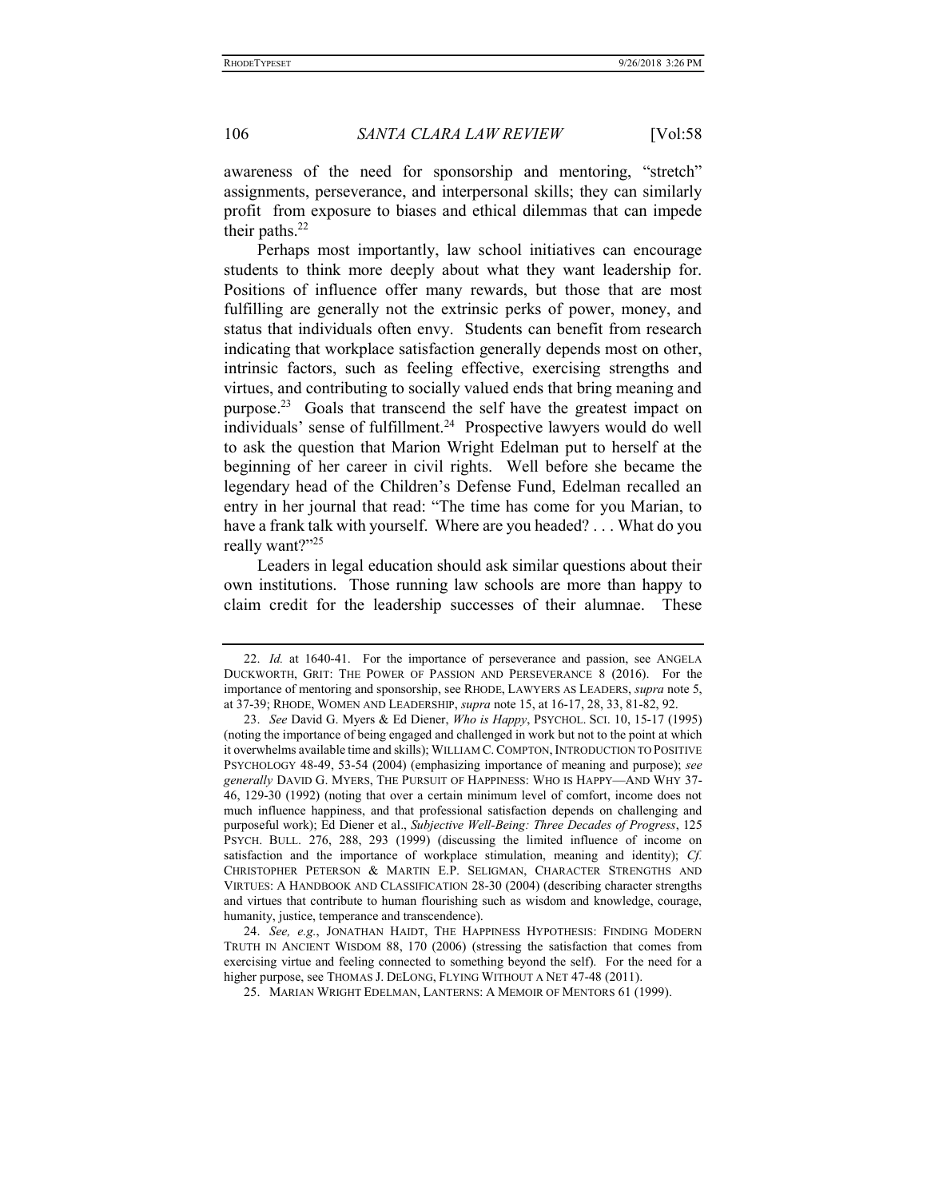awareness of the need for sponsorship and mentoring, "stretch" assignments, perseverance, and interpersonal skills; they can similarly profit from exposure to biases and ethical dilemmas that can impede their paths.[22]

Perhaps most importantly, law school initiatives can encourage students to think more deeply about what they want leadership for. Positions of influence offer many rewards, but those that are most fulfilling are generally not the extrinsic perks of power, money, and status that individuals often envy. Students can benefit from research indicating that workplace satisfaction generally depends most on other, intrinsic factors, such as feeling effective, exercising strengths and virtues, and contributing to socially valued ends that bring meaning and purpose.[23] Goals that transcend the self have the greatest impact on individuals' sense of fulfillment.[24] Prospective lawyers would do well to ask the question that Marion Wright Edelman put to herself at the beginning of her career in civil rights. Well before she became the legendary head of the Children's Defense Fund, Edelman recalled an entry in her journal that read: "The time has come for you Marian, to have a frank talk with yourself. Where are you headed? . . . What do you really want?"[25]

Leaders in legal education should ask similar questions about their own institutions. Those running law schools are more than happy to claim credit for the leadership successes of their alumnae. These

---

22. *Id.* at 1640-41. For the importance of perseverance and passion, see ANGELA DUCKWORTH, GRIT: THE POWER OF PASSION AND PERSEVERANCE 8 (2016). For the importance of mentoring and sponsorship, see RHODE, LAWYERS AS LEADERS, *supra* note 5, at 37-39; RHODE, WOMEN AND LEADERSHIP, *supra* note 15, at 16-17, 28, 33, 81-82, 92.

23. *See* David G. Myers & Ed Diener, *Who is Happy*, PSYCHOL. SCI. 10, 15-17 (1995) (noting the importance of being engaged and challenged in work but not to the point at which it overwhelms available time and skills); WILLIAM C. COMPTON, INTRODUCTION TO POSITIVE PSYCHOLOGY 48-49, 53-54 (2004) (emphasizing importance of meaning and purpose); *see generally* DAVID G. MYERS, THE PURSUIT OF HAPPINESS: WHO IS HAPPY—AND WHY 37-46, 129-30 (1992) (noting that over a certain minimum level of comfort, income does not much influence happiness, and that professional satisfaction depends on challenging and purposeful work); Ed Diener et al., *Subjective Well-Being: Three Decades of Progress*, 125 PSYCH. BULL. 276, 288, 293 (1999) (discussing the limited influence of income on satisfaction and the importance of workplace stimulation, meaning and identity); *Cf.* CHRISTOPHER PETERSON & MARTIN E.P. SELIGMAN, CHARACTER STRENGTHS AND VIRTUES: A HANDBOOK AND CLASSIFICATION 28-30 (2004) (describing character strengths and virtues that contribute to human flourishing such as wisdom and knowledge, courage, humanity, justice, temperance and transcendence).

24. *See, e.g.*, JONATHAN HAIDT, THE HAPPINESS HYPOTHESIS: FINDING MODERN TRUTH IN ANCIENT WISDOM 88, 170 (2006) (stressing the satisfaction that comes from exercising virtue and feeling connected to something beyond the self). For the need for a higher purpose, see THOMAS J. DELONG, FLYING WITHOUT A NET 47-48 (2011).

25. MARIAN WRIGHT EDELMAN, LANTERNS: A MEMOIR OF MENTORS 61 (1999).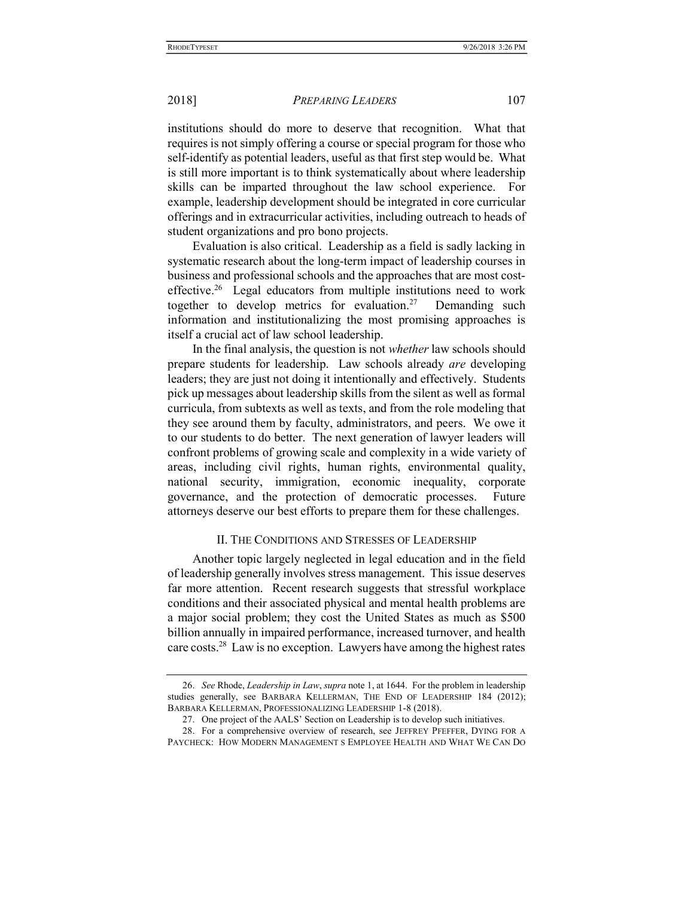institutions should do more to deserve that recognition. What that requires is not simply offering a course or special program for those who self-identify as potential leaders, useful as that first step would be. What is still more important is to think systematically about where leadership skills can be imparted throughout the law school experience. For example, leadership development should be integrated in core curricular offerings and in extracurricular activities, including outreach to heads of student organizations and pro bono projects.

Evaluation is also critical. Leadership as a field is sadly lacking in systematic research about the long-term impact of leadership courses in business and professional schools and the approaches that are most cost-effective.[26] Legal educators from multiple institutions need to work together to develop metrics for evaluation.[27] Demanding such information and institutionalizing the most promising approaches is itself a crucial act of law school leadership.

In the final analysis, the question is not *whether* law schools should prepare students for leadership. Law schools already *are* developing leaders; they are just not doing it intentionally and effectively. Students pick up messages about leadership skills from the silent as well as formal curricula, from subtexts as well as texts, and from the role modeling that they see around them by faculty, administrators, and peers. We owe it to our students to do better. The next generation of lawyer leaders will confront problems of growing scale and complexity in a wide variety of areas, including civil rights, human rights, environmental quality, national security, immigration, economic inequality, corporate governance, and the protection of democratic processes. Future attorneys deserve our best efforts to prepare them for these challenges.

## II. The Conditions and Stresses of Leadership

Another topic largely neglected in legal education and in the field of leadership generally involves stress management. This issue deserves far more attention. Recent research suggests that stressful workplace conditions and their associated physical and mental health problems are a major social problem; they cost the United States as much as $500 billion annually in impaired performance, increased turnover, and health care costs.[28] Law is no exception. Lawyers have among the highest rates

---

26. *See* Rhode, *Leadership in Law*, *supra* note 1, at 1644. For the problem in leadership studies generally, see BARBARA KELLERMAN, THE END OF LEADERSHIP 184 (2012); BARBARA KELLERMAN, PROFESSIONALIZING LEADERSHIP 1-8 (2018).

27. One project of the AALS' Section on Leadership is to develop such initiatives.

28. For a comprehensive overview of research, see JEFFREY PFEFFER, DYING FOR A PAYCHECK: HOW MODERN MANAGEMENT S EMPLOYEE HEALTH AND WHAT WE CAN DO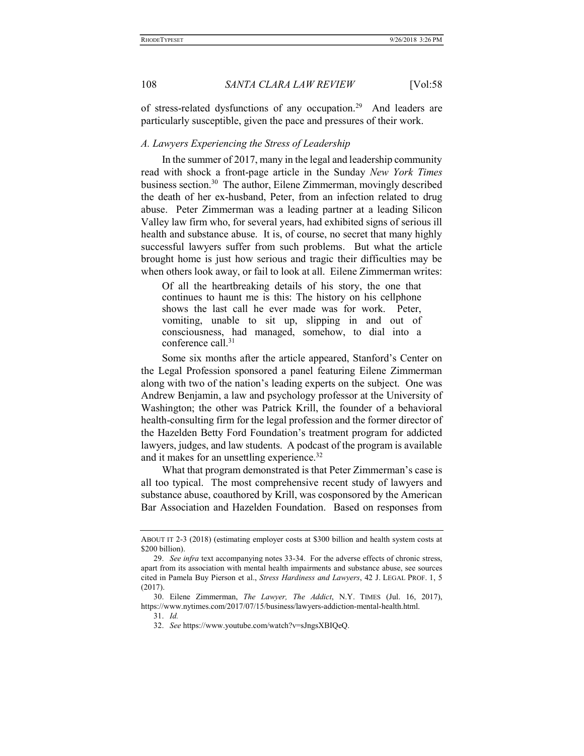of stress-related dysfunctions of any occupation.[29] And leaders are particularly susceptible, given the pace and pressures of their work.

### *A. Lawyers Experiencing the Stress of Leadership*

In the summer of 2017, many in the legal and leadership community read with shock a front-page article in the Sunday *New York Times* business section.[30] The author, Eilene Zimmerman, movingly described the death of her ex-husband, Peter, from an infection related to drug abuse. Peter Zimmerman was a leading partner at a leading Silicon Valley law firm who, for several years, had exhibited signs of serious ill health and substance abuse. It is, of course, no secret that many highly successful lawyers suffer from such problems. But what the article brought home is just how serious and tragic their difficulties may be when others look away, or fail to look at all. Eilene Zimmerman writes:

> Of all the heartbreaking details of his story, the one that continues to haunt me is this: The history on his cellphone shows the last call he ever made was for work. Peter, vomiting, unable to sit up, slipping in and out of consciousness, had managed, somehow, to dial into a conference call.[31]

Some six months after the article appeared, Stanford's Center on the Legal Profession sponsored a panel featuring Eilene Zimmerman along with two of the nation's leading experts on the subject. One was Andrew Benjamin, a law and psychology professor at the University of Washington; the other was Patrick Krill, the founder of a behavioral health-consulting firm for the legal profession and the former director of the Hazelden Betty Ford Foundation's treatment program for addicted lawyers, judges, and law students. A podcast of the program is available and it makes for an unsettling experience.[32]

What that program demonstrated is that Peter Zimmerman's case is all too typical. The most comprehensive recent study of lawyers and substance abuse, coauthored by Krill, was cosponsored by the American Bar Association and Hazelden Foundation. Based on responses from

---

ABOUT IT 2-3 (2018) (estimating employer costs at $300 billion and health system costs at $200 billion).

29. *See infra* text accompanying notes 33-34. For the adverse effects of chronic stress, apart from its association with mental health impairments and substance abuse, see sources cited in Pamela Buy Pierson et al., *Stress Hardiness and Lawyers*, 42 J. LEGAL PROF. 1, 5 (2017).

30. Eilene Zimmerman, *The Lawyer, The Addict*, N.Y. TIMES (Jul. 16, 2017), https://www.nytimes.com/2017/07/15/business/lawyers-addiction-mental-health.html.

31. *Id.*

32. *See* https://www.youtube.com/watch?v=sJngsXBIQeQ.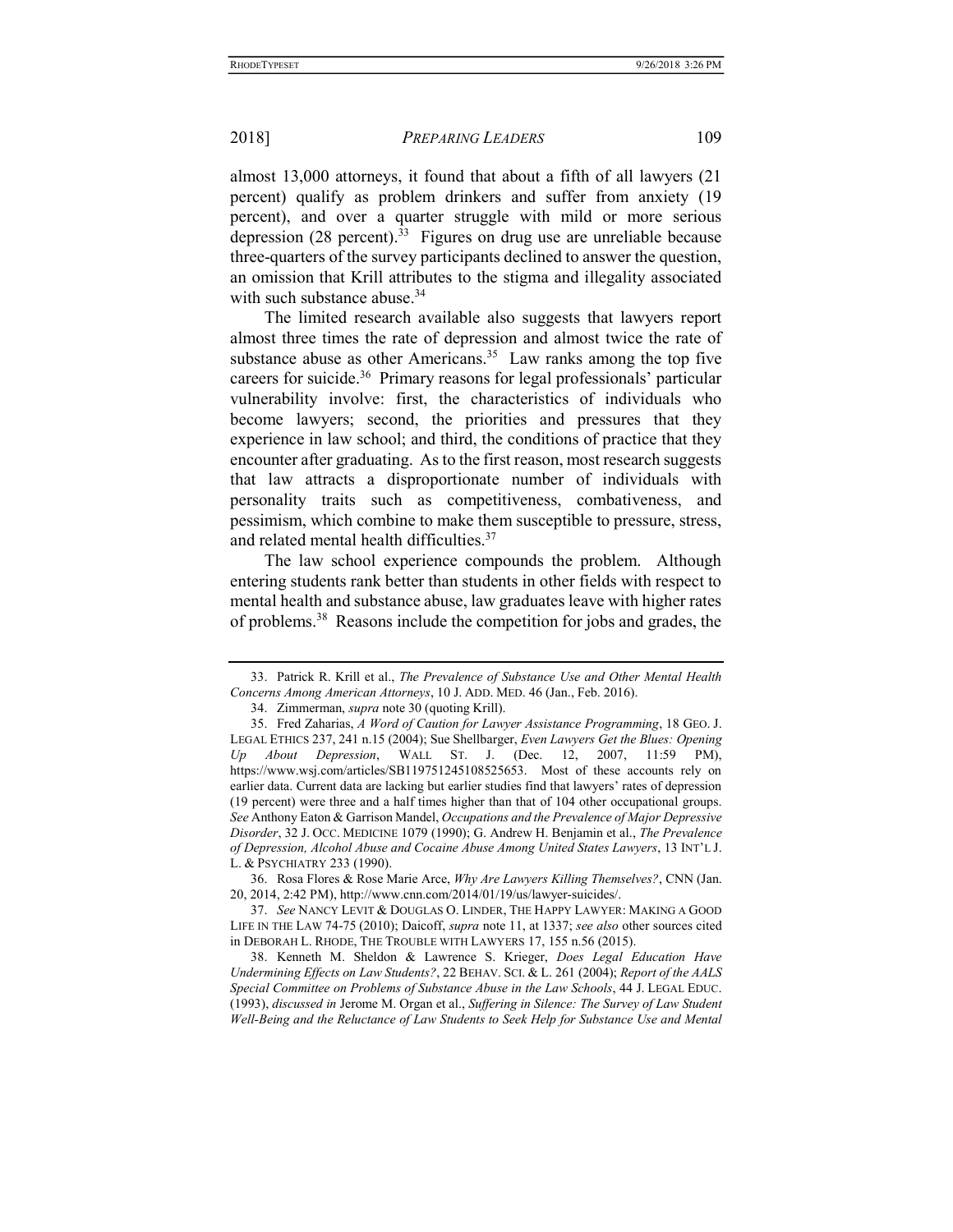almost 13,000 attorneys, it found that about a fifth of all lawyers (21 percent) qualify as problem drinkers and suffer from anxiety (19 percent), and over a quarter struggle with mild or more serious depression (28 percent).[33] Figures on drug use are unreliable because three-quarters of the survey participants declined to answer the question, an omission that Krill attributes to the stigma and illegality associated with such substance abuse.[34]

The limited research available also suggests that lawyers report almost three times the rate of depression and almost twice the rate of substance abuse as other Americans.[35] Law ranks among the top five careers for suicide.[36] Primary reasons for legal professionals' particular vulnerability involve: first, the characteristics of individuals who become lawyers; second, the priorities and pressures that they experience in law school; and third, the conditions of practice that they encounter after graduating. As to the first reason, most research suggests that law attracts a disproportionate number of individuals with personality traits such as competitiveness, combativeness, and pessimism, which combine to make them susceptible to pressure, stress, and related mental health difficulties.[37]

The law school experience compounds the problem. Although entering students rank better than students in other fields with respect to mental health and substance abuse, law graduates leave with higher rates of problems.[38] Reasons include the competition for jobs and grades, the

---

33. Patrick R. Krill et al., *The Prevalence of Substance Use and Other Mental Health Concerns Among American Attorneys*, 10 J. ADD. MED. 46 (Jan., Feb. 2016).

34. Zimmerman, *supra* note 30 (quoting Krill).

35. Fred Zaharias, *A Word of Caution for Lawyer Assistance Programming*, 18 GEO. J. LEGAL ETHICS 237, 241 n.15 (2004); Sue Shellbarger, *Even Lawyers Get the Blues: Opening Up About Depression*, WALL ST. J. (Dec. 12, 2007, 11:59 PM), https://www.wsj.com/articles/SB119751245108525653. Most of these accounts rely on earlier data. Current data are lacking but earlier studies find that lawyers' rates of depression (19 percent) were three and a half times higher than that of 104 other occupational groups. *See* Anthony Eaton & Garrison Mandel, *Occupations and the Prevalence of Major Depressive Disorder*, 32 J. OCC. MEDICINE 1079 (1990); G. Andrew H. Benjamin et al., *The Prevalence of Depression, Alcohol Abuse and Cocaine Abuse Among United States Lawyers*, 13 INT'L J. L. & PSYCHIATRY 233 (1990).

36. Rosa Flores & Rose Marie Arce, *Why Are Lawyers Killing Themselves?*, CNN (Jan. 20, 2014, 2:42 PM), http://www.cnn.com/2014/01/19/us/lawyer-suicides/.

37. *See* NANCY LEVIT & DOUGLAS O. LINDER, THE HAPPY LAWYER: MAKING A GOOD LIFE IN THE LAW 74-75 (2010); Daicoff, *supra* note 11, at 1337; *see also* other sources cited in DEBORAH L. RHODE, THE TROUBLE WITH LAWYERS 17, 155 n.56 (2015).

38. Kenneth M. Sheldon & Lawrence S. Krieger, *Does Legal Education Have Undermining Effects on Law Students?*, 22 BEHAV. SCI. & L. 261 (2004); *Report of the AALS Special Committee on Problems of Substance Abuse in the Law Schools*, 44 J. LEGAL EDUC. (1993), *discussed in* Jerome M. Organ et al., *Suffering in Silence: The Survey of Law Student Well-Being and the Reluctance of Law Students to Seek Help for Substance Use and Mental*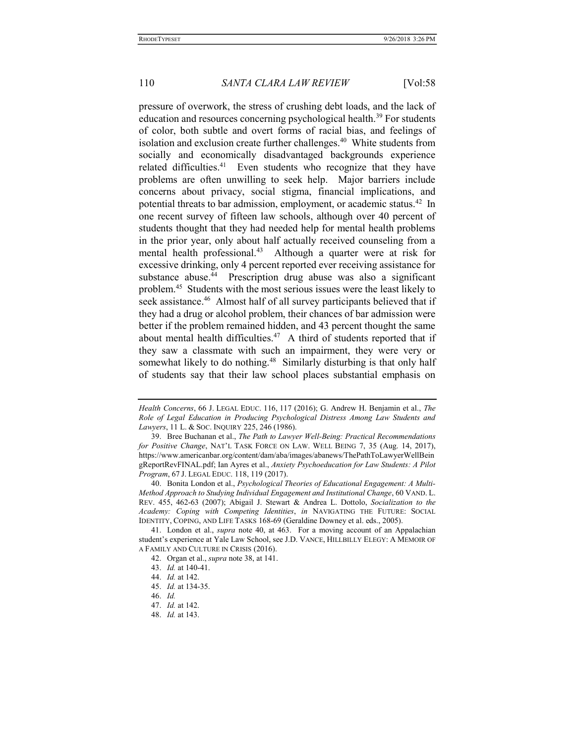pressure of overwork, the stress of crushing debt loads, and the lack of education and resources concerning psychological health.[39] For students of color, both subtle and overt forms of racial bias, and feelings of isolation and exclusion create further challenges.[40] White students from socially and economically disadvantaged backgrounds experience related difficulties.[41] Even students who recognize that they have problems are often unwilling to seek help. Major barriers include concerns about privacy, social stigma, financial implications, and potential threats to bar admission, employment, or academic status.[42] In one recent survey of fifteen law schools, although over 40 percent of students thought that they had needed help for mental health problems in the prior year, only about half actually received counseling from a mental health professional.[43] Although a quarter were at risk for excessive drinking, only 4 percent reported ever receiving assistance for substance abuse.[44] Prescription drug abuse was also a significant problem.[45] Students with the most serious issues were the least likely to seek assistance.[46] Almost half of all survey participants believed that if they had a drug or alcohol problem, their chances of bar admission were better if the problem remained hidden, and 43 percent thought the same about mental health difficulties.[47] A third of students reported that if they saw a classmate with such an impairment, they were very or somewhat likely to do nothing.[48] Similarly disturbing is that only half of students say that their law school places substantial emphasis on

---

*Health Concerns*, 66 J. LEGAL EDUC. 116, 117 (2016); G. Andrew H. Benjamin et al., *The Role of Legal Education in Producing Psychological Distress Among Law Students and Lawyers*, 11 L. & SOC. INQUIRY 225, 246 (1986).

39. Bree Buchanan et al., *The Path to Lawyer Well-Being: Practical Recommendations for Positive Change*, NAT'L TASK FORCE ON LAW. WELL BEING 7, 35 (Aug. 14, 2017), https://www.americanbar.org/content/dam/aba/images/abanews/ThePathToLawyerWellBeingReportRevFINAL.pdf; Ian Ayres et al., *Anxiety Psychoeducation for Law Students: A Pilot Program*, 67 J. LEGAL EDUC. 118, 119 (2017).

40. Bonita London et al., *Psychological Theories of Educational Engagement: A Multi-Method Approach to Studying Individual Engagement and Institutional Change*, 60 VAND. L. REV. 455, 462-63 (2007); Abigail J. Stewart & Andrea L. Dottolo, *Socialization to the Academy: Coping with Competing Identities*, *in* NAVIGATING THE FUTURE: SOCIAL IDENTITY, COPING, AND LIFE TASKS 168-69 (Geraldine Downey et al. eds., 2005).

41. London et al., *supra* note 40, at 463. For a moving account of an Appalachian student's experience at Yale Law School, see J.D. VANCE, HILLBILLY ELEGY: A MEMOIR OF A FAMILY AND CULTURE IN CRISIS (2016).

42. Organ et al., *supra* note 38, at 141.

43. *Id.* at 140-41.

44. *Id.* at 142.

45. *Id.* at 134-35.

46. *Id.*

47. *Id.* at 142.

48. *Id.* at 143.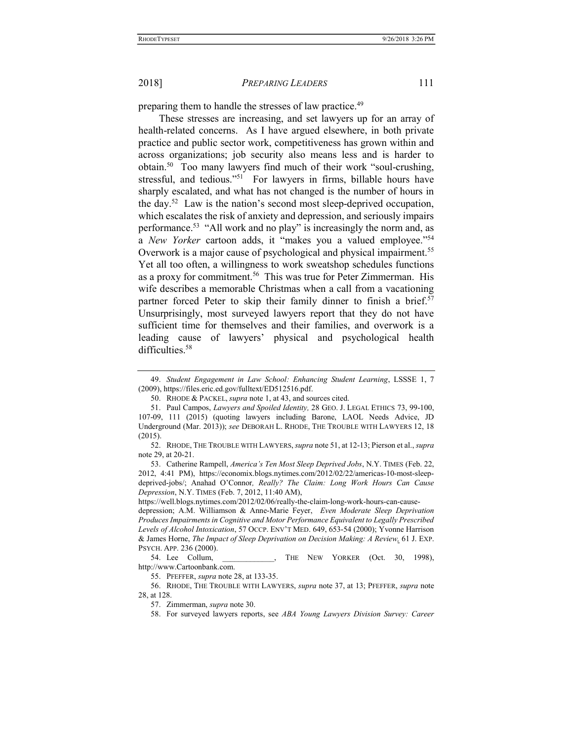preparing them to handle the stresses of law practice.[49]

These stresses are increasing, and set lawyers up for an array of health-related concerns. As I have argued elsewhere, in both private practice and public sector work, competitiveness has grown within and across organizations; job security also means less and is harder to obtain.[50] Too many lawyers find much of their work "soul-crushing, stressful, and tedious."[51] For lawyers in firms, billable hours have sharply escalated, and what has not changed is the number of hours in the day.[52] Law is the nation's second most sleep-deprived occupation, which escalates the risk of anxiety and depression, and seriously impairs performance.[53] "All work and no play" is increasingly the norm and, as a *New Yorker* cartoon adds, it "makes you a valued employee."[54] Overwork is a major cause of psychological and physical impairment.[55] Yet all too often, a willingness to work sweatshop schedules functions as a proxy for commitment.[56] This was true for Peter Zimmerman. His wife describes a memorable Christmas when a call from a vacationing partner forced Peter to skip their family dinner to finish a brief.[57] Unsurprisingly, most surveyed lawyers report that they do not have sufficient time for themselves and their families, and overwork is a leading cause of lawyers' physical and psychological health difficulties.[58]

---

49. *Student Engagement in Law School: Enhancing Student Learning*, LSSSE 1, 7 (2009), https://files.eric.ed.gov/fulltext/ED512516.pdf.

50. RHODE & PACKEL, *supra* note 1, at 43, and sources cited.

51. Paul Campos, *Lawyers and Spoiled Identity,* 28 GEO. J. LEGAL ETHICS 73, 99-100, 107-09, 111 (2015) (quoting lawyers including Barone, LAOL Needs Advice, JD Underground (Mar. 2013)); *see* DEBORAH L. RHODE, THE TROUBLE WITH LAWYERS 12, 18 (2015).

52. RHODE, THE TROUBLE WITH LAWYERS, *supra* note 51, at 12-13; Pierson et al., *supra* note 29, at 20-21.

53. Catherine Rampell, *America's Ten Most Sleep Deprived Jobs*, N.Y. TIMES (Feb. 22, 2012, 4:41 PM), https://economix.blogs.nytimes.com/2012/02/22/americas-10-most-sleep-deprived-jobs/; Anahad O'Connor*, Really? The Claim: Long Work Hours Can Cause Depression*, N.Y. TIMES (Feb. 7, 2012, 11:40 AM), https://well.blogs.nytimes.com/2012/02/06/really-the-claim-long-work-hours-can-cause-depression; A.M. Williamson & Anne-Marie Feyer, *Even Moderate Sleep Deprivation Produces Impairments in Cognitive and Motor Performance Equivalent to Legally Prescribed Levels of Alcohol Intoxication*, 57 OCCP. ENV'T MED. 649, 653-54 (2000); Yvonne Harrison & James Horne, *The Impact of Sleep Deprivation on Decision Making: A Review*, 61 J. EXP. PSYCH. APP. 236 (2000).

54. Lee Collum, \_\_\_\_\_\_\_\_\_\_\_\_\_, THE NEW YORKER (Oct. 30, 1998), http://www.Cartoonbank.com.

55. PFEFFER, *supra* note 28, at 133-35.

56. RHODE, THE TROUBLE WITH LAWYERS, *supra* note 37, at 13; PFEFFER, *supra* note 28, at 128.

57. Zimmerman, *supra* note 30.

58. For surveyed lawyers reports, see *ABA Young Lawyers Division Survey: Career*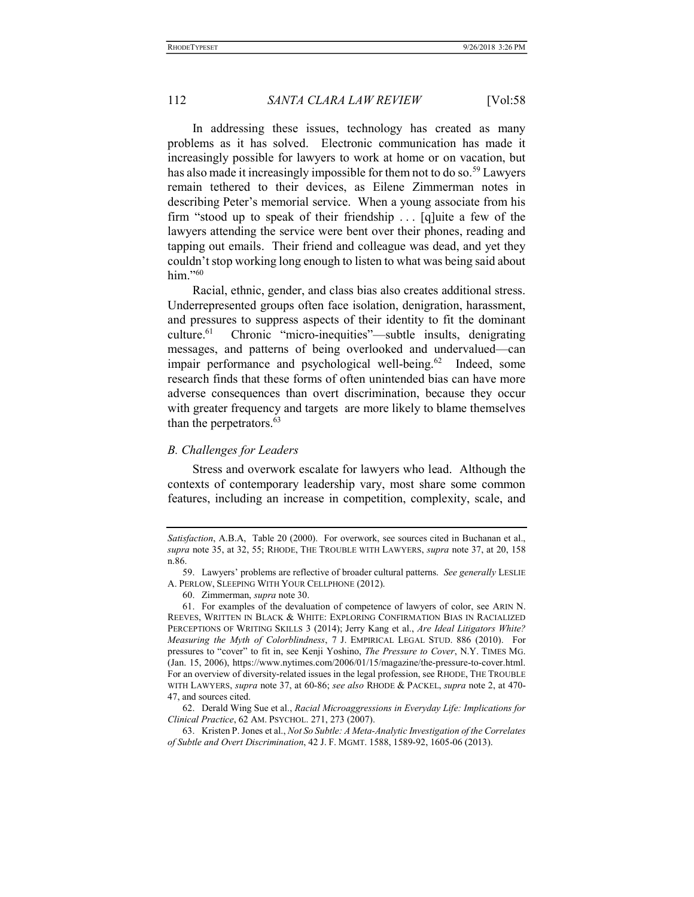In addressing these issues, technology has created as many problems as it has solved. Electronic communication has made it increasingly possible for lawyers to work at home or on vacation, but has also made it increasingly impossible for them not to do so.[59] Lawyers remain tethered to their devices, as Eilene Zimmerman notes in describing Peter's memorial service. When a young associate from his firm "stood up to speak of their friendship . . . [q]uite a few of the lawyers attending the service were bent over their phones, reading and tapping out emails. Their friend and colleague was dead, and yet they couldn't stop working long enough to listen to what was being said about him."[60]

Racial, ethnic, gender, and class bias also creates additional stress. Underrepresented groups often face isolation, denigration, harassment, and pressures to suppress aspects of their identity to fit the dominant culture.[61] Chronic "micro-inequities"—subtle insults, denigrating messages, and patterns of being overlooked and undervalued—can impair performance and psychological well-being.[62] Indeed, some research finds that these forms of often unintended bias can have more adverse consequences than overt discrimination, because they occur with greater frequency and targets are more likely to blame themselves than the perpetrators.[63]

### *B. Challenges for Leaders*

Stress and overwork escalate for lawyers who lead. Although the contexts of contemporary leadership vary, most share some common features, including an increase in competition, complexity, scale, and

---

*Satisfaction*, A.B.A, Table 20 (2000). For overwork, see sources cited in Buchanan et al., *supra* note 35, at 32, 55; RHODE, THE TROUBLE WITH LAWYERS, *supra* note 37, at 20, 158 n.86.

59. Lawyers' problems are reflective of broader cultural patterns. *See generally* LESLIE A. PERLOW, SLEEPING WITH YOUR CELLPHONE (2012).

60. Zimmerman, *supra* note 30.

61. For examples of the devaluation of competence of lawyers of color, see ARIN N. REEVES, WRITTEN IN BLACK & WHITE: EXPLORING CONFIRMATION BIAS IN RACIALIZED PERCEPTIONS OF WRITING SKILLS 3 (2014); Jerry Kang et al., *Are Ideal Litigators White? Measuring the Myth of Colorblindness*, 7 J. EMPIRICAL LEGAL STUD. 886 (2010). For pressures to "cover" to fit in, see Kenji Yoshino, *The Pressure to Cover*, N.Y. TIMES MG. (Jan. 15, 2006), https://www.nytimes.com/2006/01/15/magazine/the-pressure-to-cover.html. For an overview of diversity-related issues in the legal profession, see RHODE, THE TROUBLE WITH LAWYERS, *supra* note 37, at 60-86; *see also* RHODE & PACKEL, *supra* note 2, at 470-47, and sources cited.

62. Derald Wing Sue et al., *Racial Microaggressions in Everyday Life: Implications for Clinical Practice*, 62 AM. PSYCHOL. 271, 273 (2007).

63. Kristen P. Jones et al., *Not So Subtle: A Meta-Analytic Investigation of the Correlates of Subtle and Overt Discrimination*, 42 J. F. MGMT. 1588, 1589-92, 1605-06 (2013).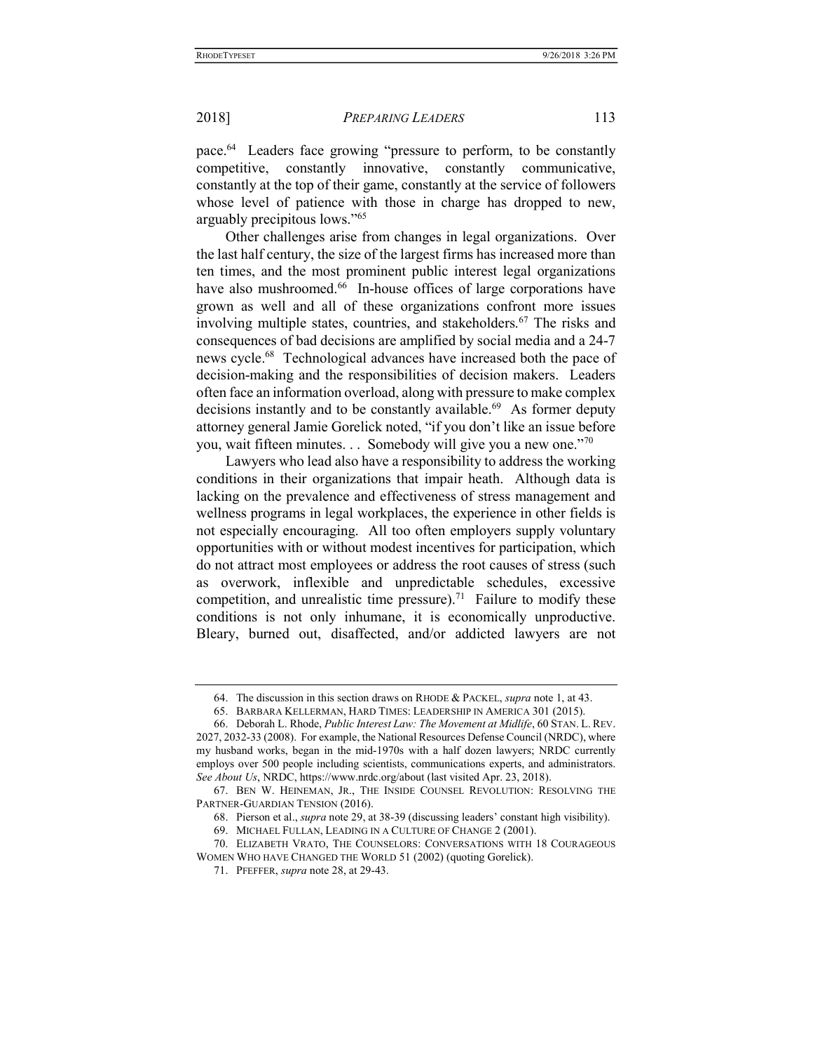pace.[64] Leaders face growing "pressure to perform, to be constantly competitive, constantly innovative, constantly communicative, constantly at the top of their game, constantly at the service of followers whose level of patience with those in charge has dropped to new, arguably precipitous lows."[65]

Other challenges arise from changes in legal organizations. Over the last half century, the size of the largest firms has increased more than ten times, and the most prominent public interest legal organizations have also mushroomed.[66] In-house offices of large corporations have grown as well and all of these organizations confront more issues involving multiple states, countries, and stakeholders.[67] The risks and consequences of bad decisions are amplified by social media and a 24-7 news cycle.[68] Technological advances have increased both the pace of decision-making and the responsibilities of decision makers. Leaders often face an information overload, along with pressure to make complex decisions instantly and to be constantly available.[69] As former deputy attorney general Jamie Gorelick noted, "if you don't like an issue before you, wait fifteen minutes. . . Somebody will give you a new one."[70]

Lawyers who lead also have a responsibility to address the working conditions in their organizations that impair heath. Although data is lacking on the prevalence and effectiveness of stress management and wellness programs in legal workplaces, the experience in other fields is not especially encouraging. All too often employers supply voluntary opportunities with or without modest incentives for participation, which do not attract most employees or address the root causes of stress (such as overwork, inflexible and unpredictable schedules, excessive competition, and unrealistic time pressure).[71] Failure to modify these conditions is not only inhumane, it is economically unproductive. Bleary, burned out, disaffected, and/or addicted lawyers are not

---

64. The discussion in this section draws on RHODE & PACKEL, *supra* note 1, at 43.

65. BARBARA KELLERMAN, HARD TIMES: LEADERSHIP IN AMERICA 301 (2015).

66. Deborah L. Rhode, *Public Interest Law: The Movement at Midlife*, 60 STAN. L. REV. 2027, 2032-33 (2008). For example, the National Resources Defense Council (NRDC), where my husband works, began in the mid-1970s with a half dozen lawyers; NRDC currently employs over 500 people including scientists, communications experts, and administrators. *See About Us*, NRDC, https://www.nrdc.org/about (last visited Apr. 23, 2018).

67. BEN W. HEINEMAN, JR., THE INSIDE COUNSEL REVOLUTION: RESOLVING THE PARTNER-GUARDIAN TENSION (2016).

68. Pierson et al., *supra* note 29, at 38-39 (discussing leaders' constant high visibility).

69. MICHAEL FULLAN, LEADING IN A CULTURE OF CHANGE 2 (2001).

70. ELIZABETH VRATO, THE COUNSELORS: CONVERSATIONS WITH 18 COURAGEOUS WOMEN WHO HAVE CHANGED THE WORLD 51 (2002) (quoting Gorelick).

71. PFEFFER, *supra* note 28, at 29-43.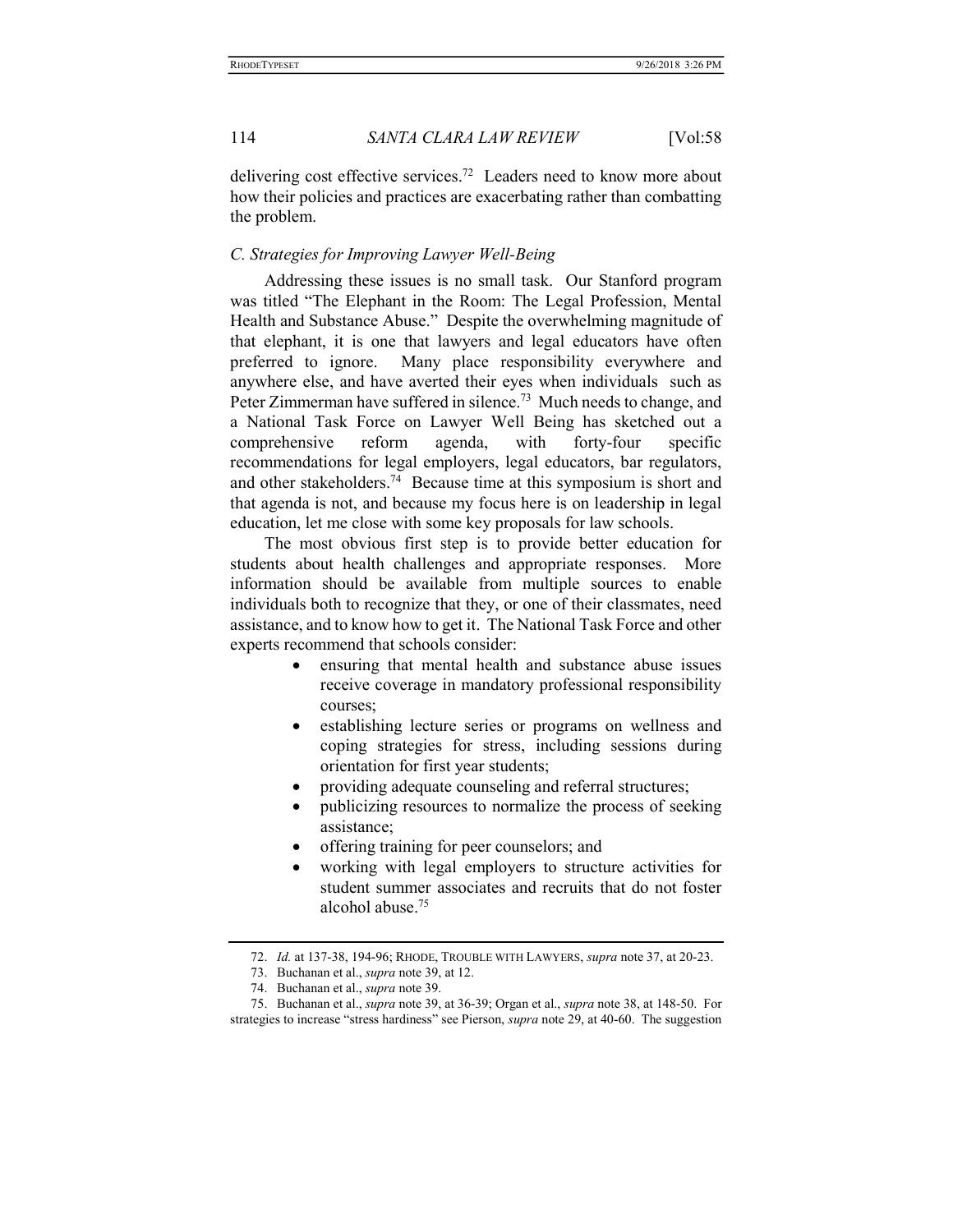delivering cost effective services.[72] Leaders need to know more about how their policies and practices are exacerbating rather than combatting the problem.

### *C. Strategies for Improving Lawyer Well-Being*

Addressing these issues is no small task. Our Stanford program was titled "The Elephant in the Room: The Legal Profession, Mental Health and Substance Abuse." Despite the overwhelming magnitude of that elephant, it is one that lawyers and legal educators have often preferred to ignore. Many place responsibility everywhere and anywhere else, and have averted their eyes when individuals such as Peter Zimmerman have suffered in silence.[73] Much needs to change, and a National Task Force on Lawyer Well Being has sketched out a comprehensive reform agenda, with forty-four specific recommendations for legal employers, legal educators, bar regulators, and other stakeholders.[74] Because time at this symposium is short and that agenda is not, and because my focus here is on leadership in legal education, let me close with some key proposals for law schools.

The most obvious first step is to provide better education for students about health challenges and appropriate responses. More information should be available from multiple sources to enable individuals both to recognize that they, or one of their classmates, need assistance, and to know how to get it. The National Task Force and other experts recommend that schools consider:

- ensuring that mental health and substance abuse issues receive coverage in mandatory professional responsibility courses;
- establishing lecture series or programs on wellness and coping strategies for stress, including sessions during orientation for first year students;
- providing adequate counseling and referral structures;
- publicizing resources to normalize the process of seeking assistance;
- offering training for peer counselors; and
- working with legal employers to structure activities for student summer associates and recruits that do not foster alcohol abuse.[75]

---

72. *Id.* at 137-38, 194-96; RHODE, TROUBLE WITH LAWYERS, *supra* note 37, at 20-23.

73. Buchanan et al., *supra* note 39, at 12.

74. Buchanan et al., *supra* note 39.

75. Buchanan et al., *supra* note 39, at 36-39; Organ et al., *supra* note 38, at 148-50. For strategies to increase "stress hardiness" see Pierson, *supra* note 29, at 40-60. The suggestion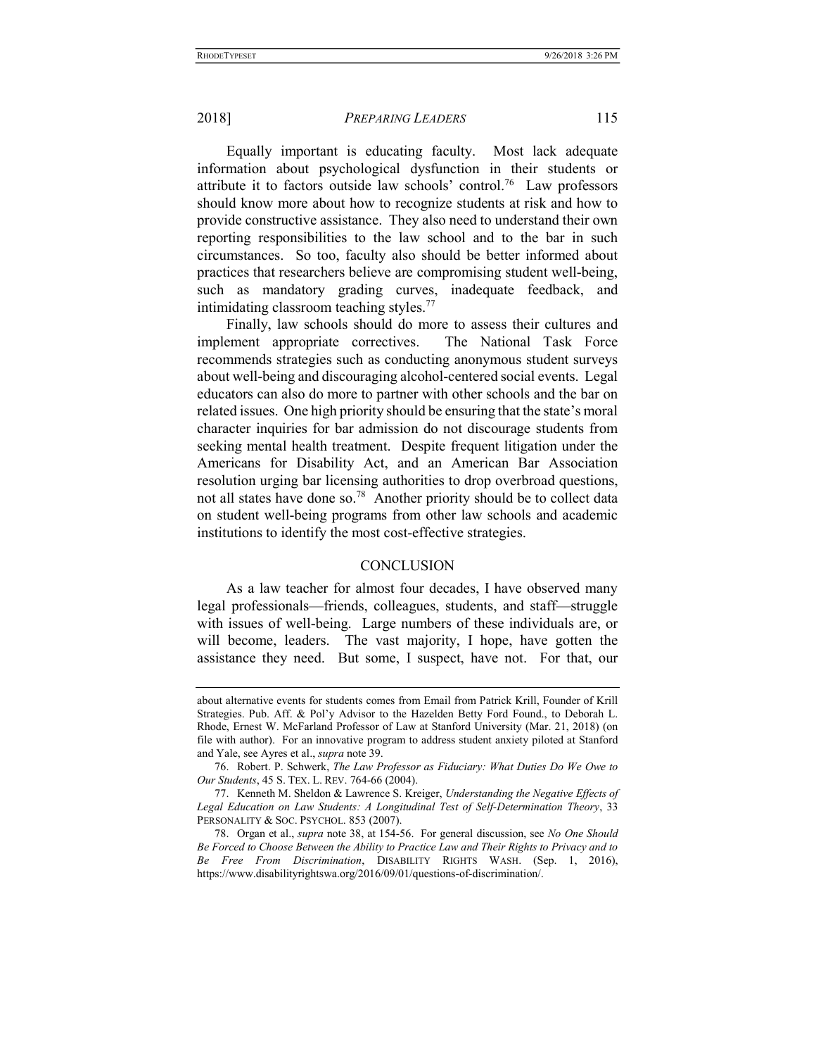Equally important is educating faculty. Most lack adequate information about psychological dysfunction in their students or attribute it to factors outside law schools' control.[76] Law professors should know more about how to recognize students at risk and how to provide constructive assistance. They also need to understand their own reporting responsibilities to the law school and to the bar in such circumstances. So too, faculty also should be better informed about practices that researchers believe are compromising student well-being, such as mandatory grading curves, inadequate feedback, and intimidating classroom teaching styles.[77]

Finally, law schools should do more to assess their cultures and implement appropriate correctives. The National Task Force recommends strategies such as conducting anonymous student surveys about well-being and discouraging alcohol-centered social events. Legal educators can also do more to partner with other schools and the bar on related issues. One high priority should be ensuring that the state's moral character inquiries for bar admission do not discourage students from seeking mental health treatment. Despite frequent litigation under the Americans for Disability Act, and an American Bar Association resolution urging bar licensing authorities to drop overbroad questions, not all states have done so.[78] Another priority should be to collect data on student well-being programs from other law schools and academic institutions to identify the most cost-effective strategies.

## CONCLUSION

As a law teacher for almost four decades, I have observed many legal professionals—friends, colleagues, students, and staff—struggle with issues of well-being. Large numbers of these individuals are, or will become, leaders. The vast majority, I hope, have gotten the assistance they need. But some, I suspect, have not. For that, our

---

about alternative events for students comes from Email from Patrick Krill, Founder of Krill Strategies. Pub. Aff. & Pol'y Advisor to the Hazelden Betty Ford Found., to Deborah L. Rhode, Ernest W. McFarland Professor of Law at Stanford University (Mar. 21, 2018) (on file with author). For an innovative program to address student anxiety piloted at Stanford and Yale, see Ayres et al., *supra* note 39.

76. Robert. P. Schwerk, *The Law Professor as Fiduciary: What Duties Do We Owe to Our Students*, 45 S. TEX. L. REV. 764-66 (2004).

77. Kenneth M. Sheldon & Lawrence S. Kreiger, *Understanding the Negative Effects of Legal Education on Law Students: A Longitudinal Test of Self-Determination Theory*, 33 PERSONALITY & SOC. PSYCHOL. 853 (2007).

78. Organ et al., *supra* note 38, at 154-56. For general discussion, see *No One Should Be Forced to Choose Between the Ability to Practice Law and Their Rights to Privacy and to Be Free From Discrimination*, DISABILITY RIGHTS WASH. (Sep. 1, 2016), https://www.disabilityrightswa.org/2016/09/01/questions-of-discrimination/.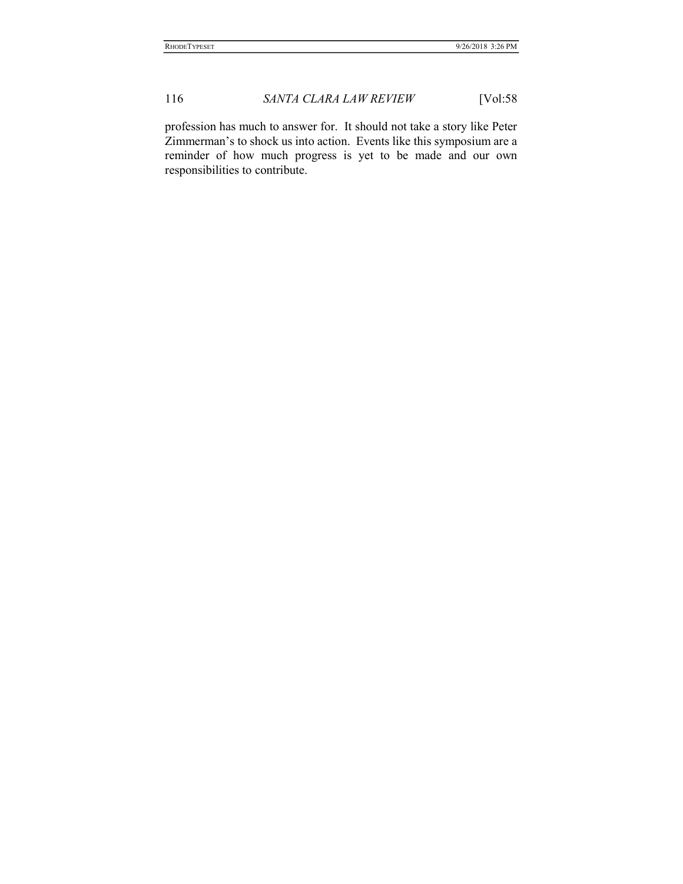profession has much to answer for. It should not take a story like Peter Zimmerman's to shock us into action. Events like this symposium are a reminder of how much progress is yet to be made and our own responsibilities to contribute.